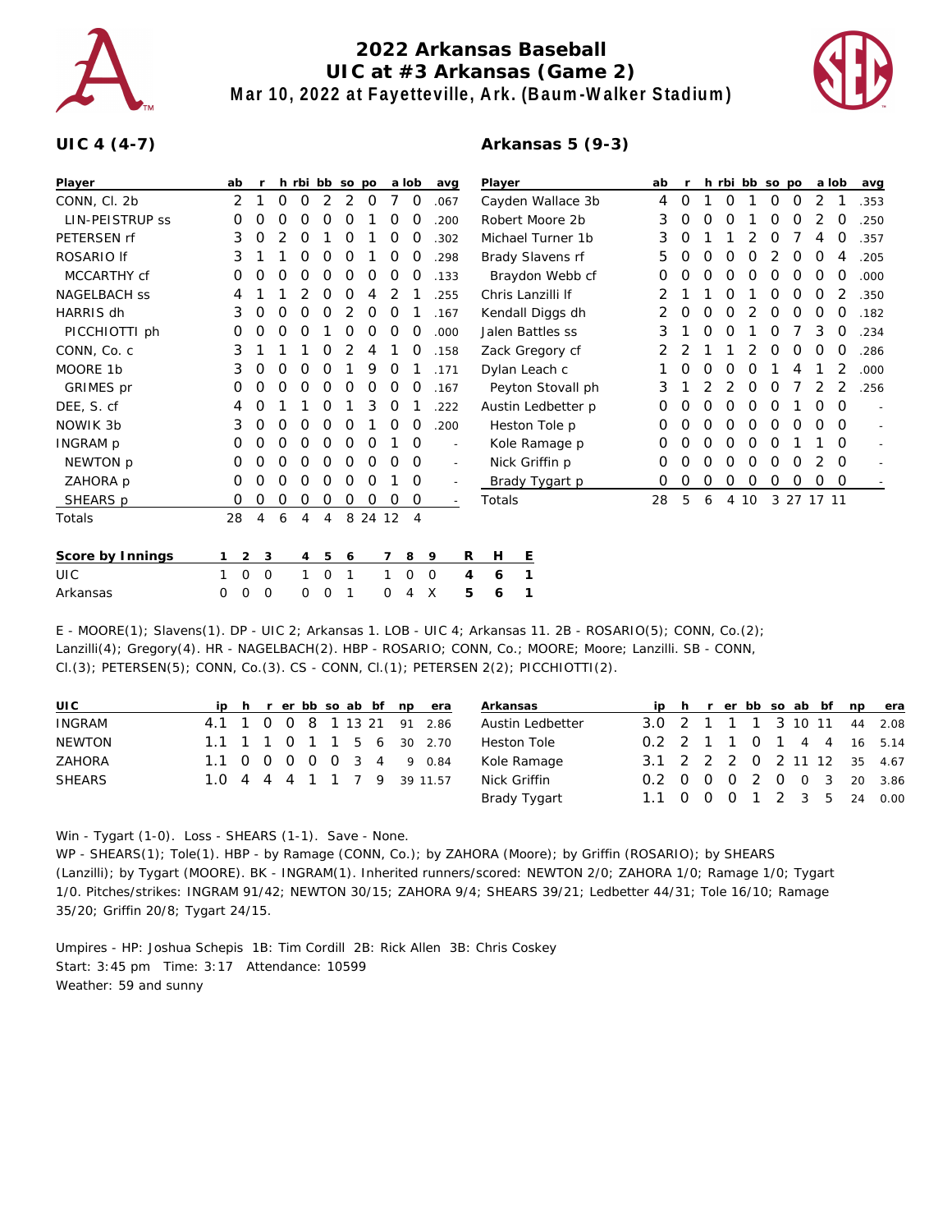# 2022 Arkansas Baseball
## UIC at #3 Arkansas (Game 2)
### Mar 10, 2022 at Fayetteville, Ark. (Baum-Walker Stadium)

**UIC 4 (4-7)**

| Player | ab | r | h | rbi | bb | so | po | a | lob | avg |
|---|---|---|---|---|---|---|---|---|---|---|
| CONN, Cl. 2b | 2 | 1 | 0 | 0 | 2 | 2 | 0 | 7 | 0 | .067 |
| LIN-PEISTRUP ss | 0 | 0 | 0 | 0 | 0 | 0 | 1 | 0 | 0 | .200 |
| PETERSEN rf | 3 | 0 | 2 | 0 | 1 | 0 | 1 | 0 | 0 | .302 |
| ROSARIO lf | 3 | 1 | 1 | 0 | 0 | 0 | 1 | 0 | 0 | .298 |
| MCCARTHY cf | 0 | 0 | 0 | 0 | 0 | 0 | 0 | 0 | 0 | .133 |
| NAGELBACH ss | 4 | 1 | 1 | 2 | 0 | 0 | 4 | 2 | 1 | .255 |
| HARRIS dh | 3 | 0 | 0 | 0 | 0 | 2 | 0 | 0 | 1 | .167 |
| PICCHIOTTI ph | 0 | 0 | 0 | 0 | 1 | 0 | 0 | 0 | 0 | .000 |
| CONN, Co. c | 3 | 1 | 1 | 1 | 0 | 2 | 4 | 1 | 0 | .158 |
| MOORE 1b | 3 | 0 | 0 | 0 | 0 | 1 | 9 | 0 | 1 | .171 |
| GRIMES pr | 0 | 0 | 0 | 0 | 0 | 0 | 0 | 0 | 0 | .167 |
| DEE, S. cf | 4 | 0 | 1 | 1 | 0 | 1 | 3 | 0 | 1 | .222 |
| NOWIK 3b | 3 | 0 | 0 | 0 | 0 | 0 | 1 | 0 | 0 | .200 |
| INGRAM p | 0 | 0 | 0 | 0 | 0 | 0 | 0 | 1 | 0 | - |
| NEWTON p | 0 | 0 | 0 | 0 | 0 | 0 | 0 | 0 | 0 | - |
| ZAHORA p | 0 | 0 | 0 | 0 | 0 | 0 | 0 | 1 | 0 | - |
| SHEARS p | 0 | 0 | 0 | 0 | 0 | 0 | 0 | 0 | 0 | - |
| Totals | 28 | 4 | 6 | 4 | 4 | 8 | 24 | 12 | 4 | |

**Arkansas 5 (9-3)**

| Player | ab | r | h | rbi | bb | so | po | a | lob | avg |
|---|---|---|---|---|---|---|---|---|---|---|
| Cayden Wallace 3b | 4 | 0 | 1 | 0 | 1 | 0 | 0 | 2 | 1 | .353 |
| Robert Moore 2b | 3 | 0 | 0 | 0 | 1 | 0 | 0 | 2 | 0 | .250 |
| Michael Turner 1b | 3 | 0 | 1 | 1 | 2 | 0 | 7 | 4 | 0 | .357 |
| Brady Slavens rf | 5 | 0 | 0 | 0 | 0 | 2 | 0 | 0 | 4 | .205 |
| Braydon Webb cf | 0 | 0 | 0 | 0 | 0 | 0 | 0 | 0 | 0 | .000 |
| Chris Lanzilli lf | 2 | 1 | 1 | 0 | 1 | 0 | 0 | 0 | 2 | .350 |
| Kendall Diggs dh | 2 | 0 | 0 | 0 | 2 | 0 | 0 | 0 | 0 | .182 |
| Jalen Battles ss | 3 | 1 | 0 | 0 | 1 | 0 | 7 | 3 | 0 | .234 |
| Zack Gregory cf | 2 | 2 | 1 | 1 | 2 | 0 | 0 | 0 | 0 | .286 |
| Dylan Leach c | 1 | 0 | 0 | 0 | 0 | 1 | 4 | 1 | 2 | .000 |
| Peyton Stovall ph | 3 | 1 | 2 | 2 | 0 | 0 | 7 | 2 | 2 | .256 |
| Austin Ledbetter p | 0 | 0 | 0 | 0 | 0 | 0 | 1 | 0 | 0 | - |
| Heston Tole p | 0 | 0 | 0 | 0 | 0 | 0 | 0 | 0 | 0 | - |
| Kole Ramage p | 0 | 0 | 0 | 0 | 0 | 0 | 1 | 1 | 0 | - |
| Nick Griffin p | 0 | 0 | 0 | 0 | 0 | 0 | 0 | 2 | 0 | - |
| Brady Tygart p | 0 | 0 | 0 | 0 | 0 | 0 | 0 | 0 | 0 | - |
| Totals | 28 | 5 | 6 | 4 | 10 | 3 | 27 | 17 | 11 | |

| Score by Innings | 1 | 2 | 3 | 4 | 5 | 6 | 7 | 8 | 9 | R | H | E |
|---|---|---|---|---|---|---|---|---|---|---|---|---|
| UIC | 1 | 0 | 0 | 1 | 0 | 1 | 1 | 0 | 0 | 4 | 6 | 1 |
| Arkansas | 0 | 0 | 0 | 0 | 0 | 1 | 0 | 4 | X | 5 | 6 | 1 |

E - MOORE(1); Slavens(1). DP - UIC 2; Arkansas 1. LOB - UIC 4; Arkansas 11. 2B - ROSARIO(5); CONN, Co.(2); Lanzilli(4); Gregory(4). HR - NAGELBACH(2). HBP - ROSARIO; CONN, Co.; MOORE; Moore; Lanzilli. SB - CONN, Cl.(3); PETERSEN(5); CONN, Co.(3). CS - CONN, Cl.(1); PETERSEN 2(2); PICCHIOTTI(2).

| UIC | ip | h | r | er | bb | so | ab | bf | np | era |
|---|---|---|---|---|---|---|---|---|---|---|
| INGRAM | 4.1 | 1 | 0 | 0 | 8 | 1 | 13 | 21 | 91 | 2.86 |
| NEWTON | 1.1 | 1 | 1 | 0 | 1 | 1 | 5 | 6 | 30 | 2.70 |
| ZAHORA | 1.1 | 0 | 0 | 0 | 0 | 0 | 3 | 4 | 9 | 0.84 |
| SHEARS | 1.0 | 4 | 4 | 4 | 1 | 1 | 7 | 9 | 39 | 11.57 |

| Arkansas | ip | h | r | er | bb | so | ab | bf | np | era |
|---|---|---|---|---|---|---|---|---|---|---|
| Austin Ledbetter | 3.0 | 2 | 1 | 1 | 1 | 3 | 10 | 11 | 44 | 2.08 |
| Heston Tole | 0.2 | 2 | 1 | 1 | 0 | 1 | 4 | 4 | 16 | 5.14 |
| Kole Ramage | 3.1 | 2 | 2 | 2 | 0 | 2 | 11 | 12 | 35 | 4.67 |
| Nick Griffin | 0.2 | 0 | 0 | 0 | 2 | 0 | 0 | 3 | 20 | 3.86 |
| Brady Tygart | 1.1 | 0 | 0 | 0 | 1 | 2 | 3 | 5 | 24 | 0.00 |

Win - Tygart (1-0). Loss - SHEARS (1-1). Save - None.
WP - SHEARS(1); Tole(1). HBP - by Ramage (CONN, Co.); by ZAHORA (Moore); by Griffin (ROSARIO); by SHEARS (Lanzilli); by Tygart (MOORE). BK - INGRAM(1). Inherited runners/scored: NEWTON 2/0; ZAHORA 1/0; Ramage 1/0; Tygart 1/0. Pitches/strikes: INGRAM 91/42; NEWTON 30/15; ZAHORA 9/4; SHEARS 39/21; Ledbetter 44/31; Tole 16/10; Ramage 35/20; Griffin 20/8; Tygart 24/15.

Umpires - HP: Joshua Schepis 1B: Tim Cordill 2B: Rick Allen 3B: Chris Coskey
Start: 3:45 pm Time: 3:17 Attendance: 10599
Weather: 59 and sunny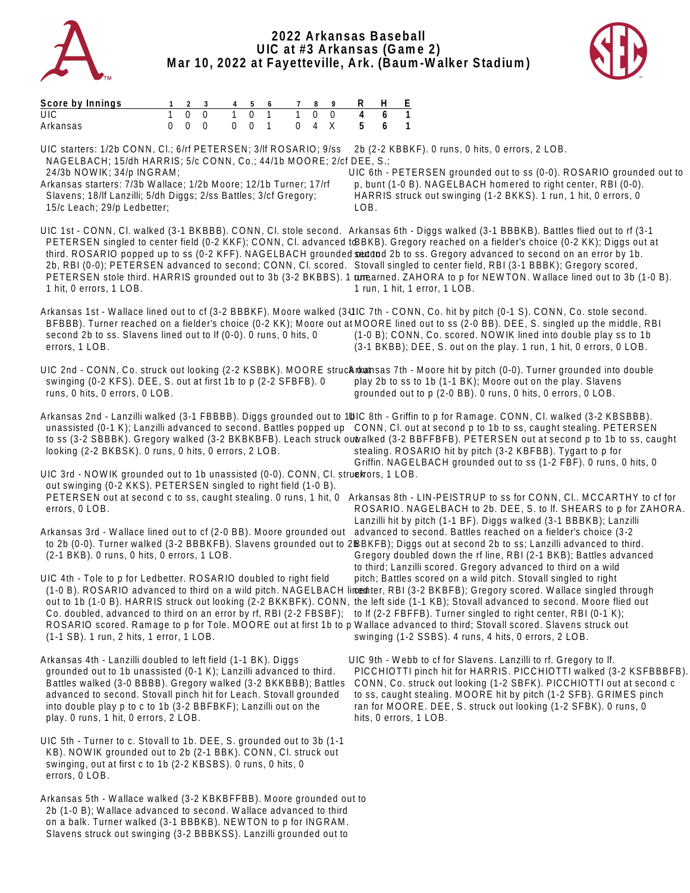# 2022 Arkansas Baseball
## UIC at #3 Arkansas (Game 2)
### Mar 10, 2022 at Fayetteville, Ark. (Baum-Walker Stadium)

| Score by Innings | 1 | 2 | 3 | 4 | 5 | 6 | 7 | 8 | 9 | R | H | E |
|---|---|---|---|---|---|---|---|---|---|---|---|---|
| UIC | 1 | 0 | 0 | 1 | 0 | 1 | 1 | 0 | 0 | 4 | 6 | 1 |
| Arkansas | 0 | 0 | 0 | 0 | 0 | 1 | 0 | 4 | X | 5 | 6 | 1 |

UIC starters: 1/2b CONN, Cl.; 6/rf PETERSEN; 3/lf ROSARIO; 9/ss NAGELBACH; 15/dh HARRIS; 5/c CONN, Co.; 44/1b MOORE; 2/cf DEE, S.; 24/3b NOWIK; 34/p INGRAM;

Arkansas starters: 7/3b Wallace; 1/2b Moore; 12/1b Turner; 17/rf Slavens; 18/lf Lanzilli; 5/dh Diggs; 2/ss Battles; 3/cf Gregory; 15/c Leach; 29/p Ledbetter;

UIC 1st - CONN, Cl. walked (3-1 BKBBB). CONN, Cl. stole second. PETERSEN singled to center field (0-2 KKF); CONN, Cl. advanced to third. ROSARIO popped up to ss (0-2 KFF). NAGELBACH grounded out to 2b, RBI (0-0); PETERSEN advanced to second; CONN, Cl. scored. PETERSEN stole third. HARRIS grounded out to 3b (3-2 BKBBS). 1 run, 1 hit, 0 errors, 1 LOB.

Arkansas 1st - Wallace lined out to cf (3-2 BBBKF). Moore walked (3-2 BFBBB). Turner reached on a fielder's choice (0-2 KK); Moore out at second 2b to ss. Slavens lined out to lf (0-0). 0 runs, 0 hits, 0 errors, 1 LOB.

UIC 2nd - CONN, Co. struck out looking (2-2 KSBBK). MOORE struck out swinging (0-2 KFS). DEE, S. out at first 1b to p (2-2 SFBFB). 0 runs, 0 hits, 0 errors, 0 LOB.

Arkansas 2nd - Lanzilli walked (3-1 FBBBB). Diggs grounded out to 1b unassisted (0-1 K); Lanzilli advanced to second. Battles popped up to ss (3-2 SBBBK). Gregory walked (3-2 BKBKBFB). Leach struck out looking (2-2 BKBSK). 0 runs, 0 hits, 0 errors, 2 LOB.

UIC 3rd - NOWIK grounded out to 1b unassisted (0-0). CONN, Cl. struck out swinging (0-2 KKS). PETERSEN singled to right field (1-0 B). PETERSEN out at second c to ss, caught stealing. 0 runs, 1 hit, 0 errors, 0 LOB.

Arkansas 3rd - Wallace lined out to cf (2-0 BB). Moore grounded out to 2b (0-0). Turner walked (3-2 BBBKFB). Slavens grounded out to 2b (2-1 BKB). 0 runs, 0 hits, 0 errors, 1 LOB.

UIC 4th - Tole to p for Ledbetter. ROSARIO doubled to right field (1-0 B). ROSARIO advanced to third on a wild pitch. NAGELBACH lined out to 1b (1-0 B). HARRIS struck out looking (2-2 BKKBFK). CONN, Co. doubled, advanced to third on an error by rf, RBI (2-2 FBSBF); ROSARIO scored. Ramage to p for Tole. MOORE out at first 1b to p (1-1 SB). 1 run, 2 hits, 1 error, 1 LOB.

Arkansas 4th - Lanzilli doubled to left field (1-1 BK). Diggs grounded out to 1b unassisted (0-1 K); Lanzilli advanced to third. Battles walked (3-0 BBBB). Gregory walked (3-2 BKKBBB); Battles advanced to second. Stovall pinch hit for Leach. Stovall grounded into double play p to c to 1b (3-2 BBFBKF); Lanzilli out on the play. 0 runs, 1 hit, 0 errors, 2 LOB.

UIC 5th - Turner to c. Stovall to 1b. DEE, S. grounded out to 3b (1-1 KB). NOWIK grounded out to 2b (2-1 BBK). CONN, Cl. struck out swinging, out at first c to 1b (2-2 KBSBS). 0 runs, 0 hits, 0 errors, 0 LOB.

Arkansas 5th - Wallace walked (3-2 KBKBFFBB). Moore grounded out to 2b (1-0 B); Wallace advanced to second. Wallace advanced to third on a balk. Turner walked (3-1 BBBKB). NEWTON to p for INGRAM. Slavens struck out swinging (3-2 BBBKSS). Lanzilli grounded out to 2b (2-2 KBBKF). 0 runs, 0 hits, 0 errors, 2 LOB.

UIC 6th - PETERSEN grounded out to ss (0-0). ROSARIO grounded out to p, bunt (1-0 B). NAGELBACH homered to right center, RBI (0-0). HARRIS struck out swinging (1-2 BKKS). 1 run, 1 hit, 0 errors, 0 LOB.

Arkansas 6th - Diggs walked (3-1 BBBKB). Battles flied out to rf (3-1 BBKB). Gregory reached on a fielder's choice (0-2 KK); Diggs out at second 2b to ss. Gregory advanced to second on an error by 1b. Stovall singled to center field, RBI (3-1 BBBK); Gregory scored, unearned. ZAHORA to p for NEWTON. Wallace lined out to 3b (1-0 B). 1 run, 1 hit, 1 error, 1 LOB.

UIC 7th - CONN, Co. hit by pitch (0-1 S). CONN, Co. stole second. MOORE lined out to ss (2-0 BB). DEE, S. singled up the middle, RBI (1-0 B); CONN, Co. scored. NOWIK lined into double play ss to 1b (3-1 BKBB); DEE, S. out on the play. 1 run, 1 hit, 0 errors, 0 LOB.

Arkansas 7th - Moore hit by pitch (0-0). Turner grounded into double play 2b to ss to 1b (1-1 BK); Moore out on the play. Slavens grounded out to p (2-0 BB). 0 runs, 0 hits, 0 errors, 0 LOB.

UIC 8th - Griffin to p for Ramage. CONN, Cl. walked (3-2 KBSBBB). CONN, Cl. out at second p to 1b to ss, caught stealing. PETERSEN walked (3-2 BBFFBFB). PETERSEN out at second p to 1b to ss, caught stealing. ROSARIO hit by pitch (3-2 KBFBB). Tygart to p for Griffin. NAGELBACH grounded out to ss (1-2 FBF). 0 runs, 0 hits, 0 errors, 1 LOB.

Arkansas 8th - LIN-PEISTRUP to ss for CONN, Cl.. MCCARTHY to cf for ROSARIO. NAGELBACH to 2b. DEE, S. to lf. SHEARS to p for ZAHORA. Lanzilli hit by pitch (1-1 BF). Diggs walked (3-1 BBBKB); Lanzilli advanced to second. Battles reached on a fielder's choice (3-2 BBKFB); Diggs out at second 2b to ss; Lanzilli advanced to third. Gregory doubled down the rf line, RBI (2-1 BKB); Battles advanced to third; Lanzilli scored. Gregory advanced to third on a wild pitch; Battles scored on a wild pitch. Stovall singled to right center, RBI (3-2 BKBFB); Gregory scored. Wallace singled through the left side (1-1 KB); Stovall advanced to second. Moore flied out to lf (2-2 FBFFB). Turner singled to right center, RBI (0-1 K); Wallace advanced to third; Stovall scored. Slavens struck out swinging (1-2 SSBS). 4 runs, 4 hits, 0 errors, 2 LOB.

UIC 9th - Webb to cf for Slavens. Lanzilli to rf. Gregory to lf. PICCHIOTTI pinch hit for HARRIS. PICCHIOTTI walked (3-2 KSFBBBFB). CONN, Co. struck out looking (1-2 SBFK). PICCHIOTTI out at second c to ss, caught stealing. MOORE hit by pitch (1-2 SFB). GRIMES pinch ran for MOORE. DEE, S. struck out looking (1-2 SFBK). 0 runs, 0 hits, 0 errors, 1 LOB.